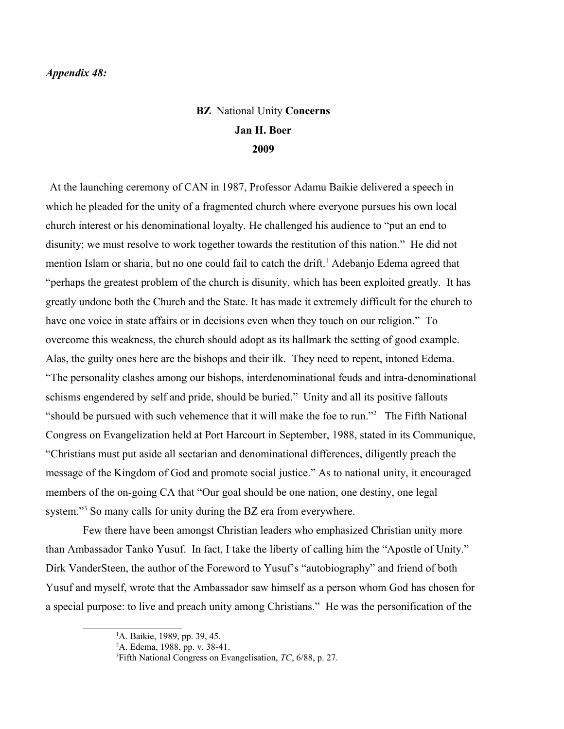***Appendix 48:***

**BZ** National Unity **Concerns**

**Jan H. Boer**

**2009**

At the launching ceremony of CAN in 1987, Professor Adamu Baikie delivered a speech in which he pleaded for the unity of a fragmented church where everyone pursues his own local church interest or his denominational loyalty. He challenged his audience to "put an end to disunity; we must resolve to work together towards the restitution of this nation." He did not mention Islam or sharia, but no one could fail to catch the drift.[1] Adebanjo Edema agreed that "perhaps the greatest problem of the church is disunity, which has been exploited greatly. It has greatly undone both the Church and the State. It has made it extremely difficult for the church to have one voice in state affairs or in decisions even when they touch on our religion." To overcome this weakness, the church should adopt as its hallmark the setting of good example. Alas, the guilty ones here are the bishops and their ilk. They need to repent, intoned Edema. "The personality clashes among our bishops, interdenominational feuds and intra-denominational schisms engendered by self and pride, should be buried." Unity and all its positive fallouts "should be pursued with such vehemence that it will make the foe to run."[2] The Fifth National Congress on Evangelization held at Port Harcourt in September, 1988, stated in its Communique, "Christians must put aside all sectarian and denominational differences, diligently preach the message of the Kingdom of God and promote social justice." As to national unity, it encouraged members of the on-going CA that "Our goal should be one nation, one destiny, one legal system."[3] So many calls for unity during the BZ era from everywhere.

Few there have been amongst Christian leaders who emphasized Christian unity more than Ambassador Tanko Yusuf. In fact, I take the liberty of calling him the "Apostle of Unity." Dirk VanderSteen, the author of the Foreword to Yusuf's "autobiography" and friend of both Yusuf and myself, wrote that the Ambassador saw himself as a person whom God has chosen for a special purpose: to live and preach unity among Christians." He was the personification of the

---

[1] A. Baikie, 1989, pp. 39, 45.

[2] A. Edema, 1988, pp. v, 38-41.

[3] Fifth National Congress on Evangelisation, *TC*, 6/88, p. 27.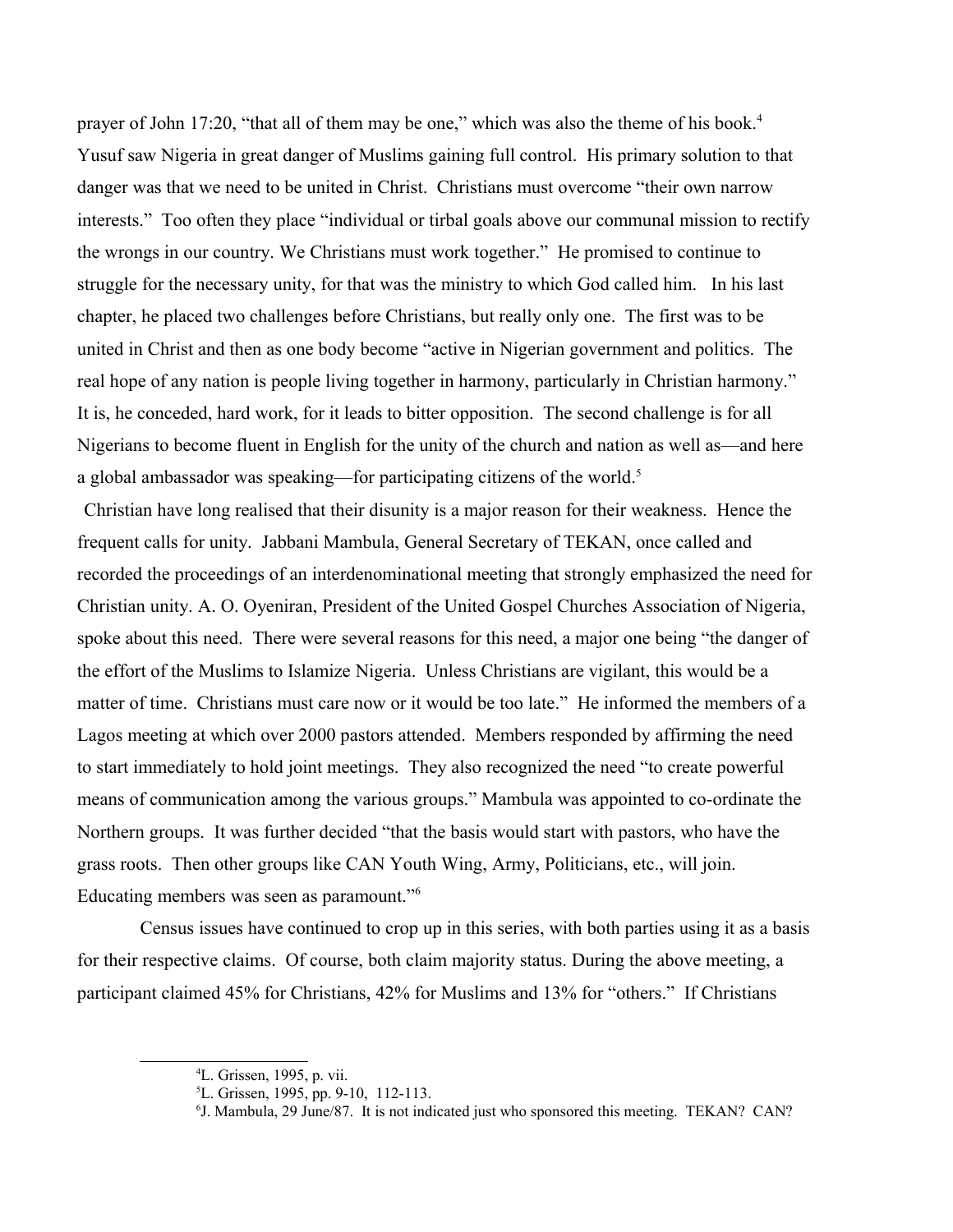prayer of John 17:20, "that all of them may be one," which was also the theme of his book.[4] Yusuf saw Nigeria in great danger of Muslims gaining full control. His primary solution to that danger was that we need to be united in Christ. Christians must overcome "their own narrow interests." Too often they place "individual or tirbal goals above our communal mission to rectify the wrongs in our country. We Christians must work together." He promised to continue to struggle for the necessary unity, for that was the ministry to which God called him. In his last chapter, he placed two challenges before Christians, but really only one. The first was to be united in Christ and then as one body become "active in Nigerian government and politics. The real hope of any nation is people living together in harmony, particularly in Christian harmony." It is, he conceded, hard work, for it leads to bitter opposition. The second challenge is for all Nigerians to become fluent in English for the unity of the church and nation as well as—and here a global ambassador was speaking—for participating citizens of the world.[5]

Christian have long realised that their disunity is a major reason for their weakness. Hence the frequent calls for unity. Jabbani Mambula, General Secretary of TEKAN, once called and recorded the proceedings of an interdenominational meeting that strongly emphasized the need for Christian unity. A. O. Oyeniran, President of the United Gospel Churches Association of Nigeria, spoke about this need. There were several reasons for this need, a major one being "the danger of the effort of the Muslims to Islamize Nigeria. Unless Christians are vigilant, this would be a matter of time. Christians must care now or it would be too late." He informed the members of a Lagos meeting at which over 2000 pastors attended. Members responded by affirming the need to start immediately to hold joint meetings. They also recognized the need "to create powerful means of communication among the various groups." Mambula was appointed to co-ordinate the Northern groups. It was further decided "that the basis would start with pastors, who have the grass roots. Then other groups like CAN Youth Wing, Army, Politicians, etc., will join. Educating members was seen as paramount."[6]

Census issues have continued to crop up in this series, with both parties using it as a basis for their respective claims. Of course, both claim majority status. During the above meeting, a participant claimed 45% for Christians, 42% for Muslims and 13% for "others." If Christians

---

[4] L. Grissen, 1995, p. vii.

[5] L. Grissen, 1995, pp. 9-10, 112-113.

[6] J. Mambula, 29 June/87. It is not indicated just who sponsored this meeting. TEKAN? CAN?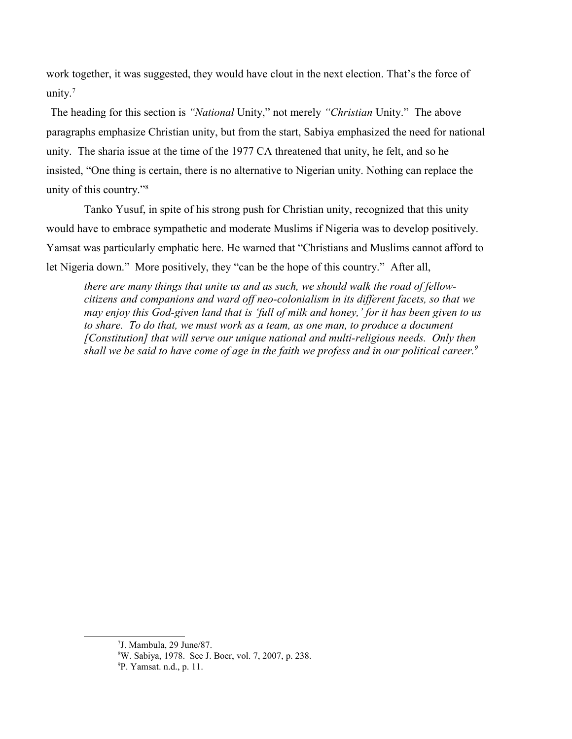work together, it was suggested, they would have clout in the next election. That's the force of unity.[7]

The heading for this section is *"National* Unity," not merely *"Christian* Unity." The above paragraphs emphasize Christian unity, but from the start, Sabiya emphasized the need for national unity. The sharia issue at the time of the 1977 CA threatened that unity, he felt, and so he insisted, "One thing is certain, there is no alternative to Nigerian unity. Nothing can replace the unity of this country."[8]

Tanko Yusuf, in spite of his strong push for Christian unity, recognized that this unity would have to embrace sympathetic and moderate Muslims if Nigeria was to develop positively. Yamsat was particularly emphatic here. He warned that "Christians and Muslims cannot afford to let Nigeria down." More positively, they "can be the hope of this country." After all,

> *there are many things that unite us and as such, we should walk the road of fellow-citizens and companions and ward off neo-colonialism in its different facets, so that we may enjoy this God-given land that is 'full of milk and honey,' for it has been given to us to share. To do that, we must work as a team, as one man, to produce a document [Constitution] that will serve our unique national and multi-religious needs. Only then shall we be said to have come of age in the faith we profess and in our political career.*[9]

---

[7] J. Mambula, 29 June/87.

[8] W. Sabiya, 1978. See J. Boer, vol. 7, 2007, p. 238.

[9] P. Yamsat. n.d., p. 11.